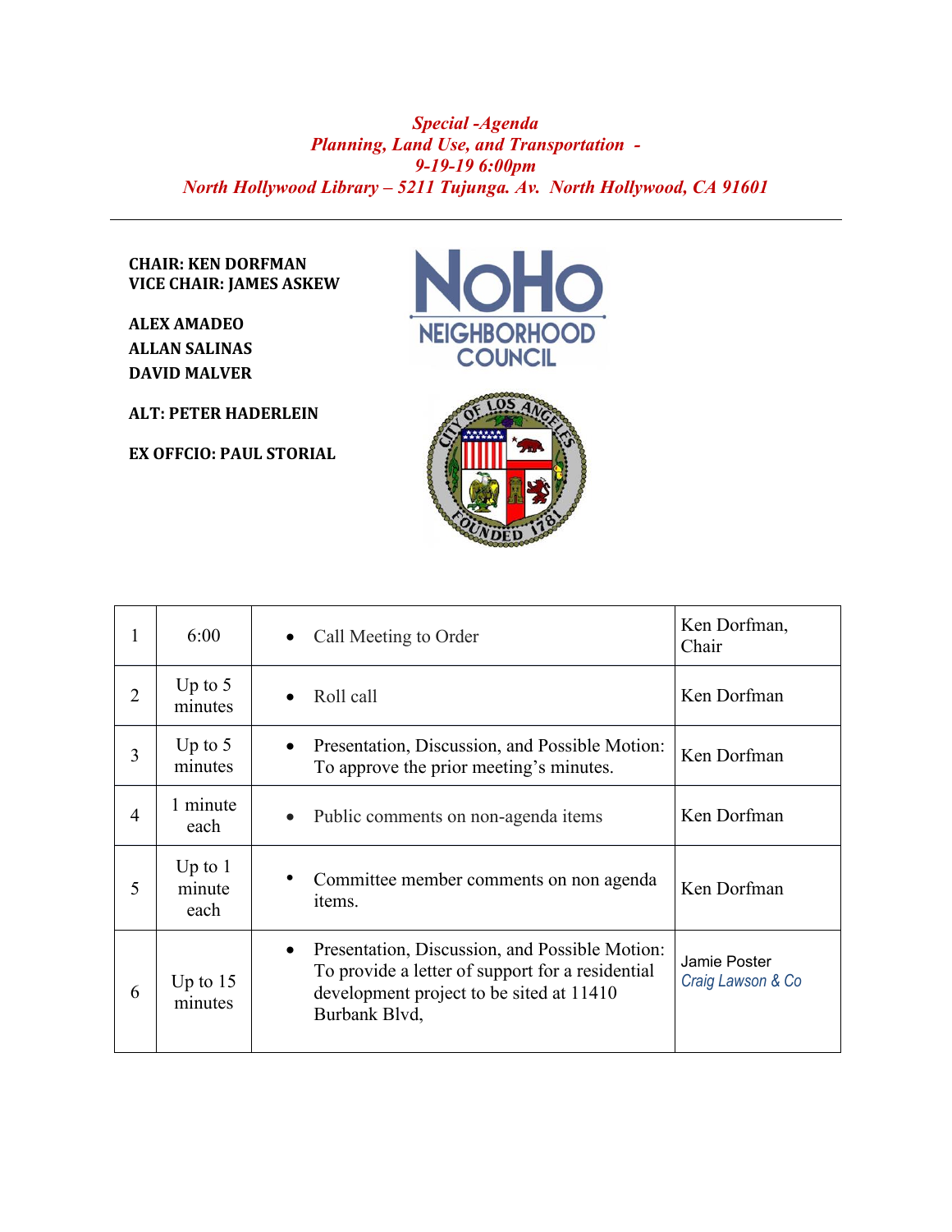*Special -Agenda*
*Planning, Land Use, and Transportation -*
*9-19-19 6:00pm*
*North Hollywood Library – 5211 Tujunga. Av. North Hollywood, CA 91601*

---

**CHAIR: KEN DORFMAN**
**VICE CHAIR: JAMES ASKEW**

**ALEX AMADEO**
**ALLAN SALINAS**
**DAVID MALVER**

**ALT: PETER HADERLEIN**

**EX OFFCIO: PAUL STORIAL**

| | | | |
|---|---|---|---|
| 1 | 6:00 | • Call Meeting to Order | Ken Dorfman, Chair |
| 2 | Up to 5 minutes | • Roll call | Ken Dorfman |
| 3 | Up to 5 minutes | • Presentation, Discussion, and Possible Motion: To approve the prior meeting's minutes. | Ken Dorfman |
| 4 | 1 minute each | • Public comments on non-agenda items | Ken Dorfman |
| 5 | Up to 1 minute each | • Committee member comments on non agenda items. | Ken Dorfman |
| 6 | Up to 15 minutes | • Presentation, Discussion, and Possible Motion: To provide a letter of support for a residential development project to be sited at 11410 Burbank Blvd, | Jamie Poster *Craig Lawson & Co* |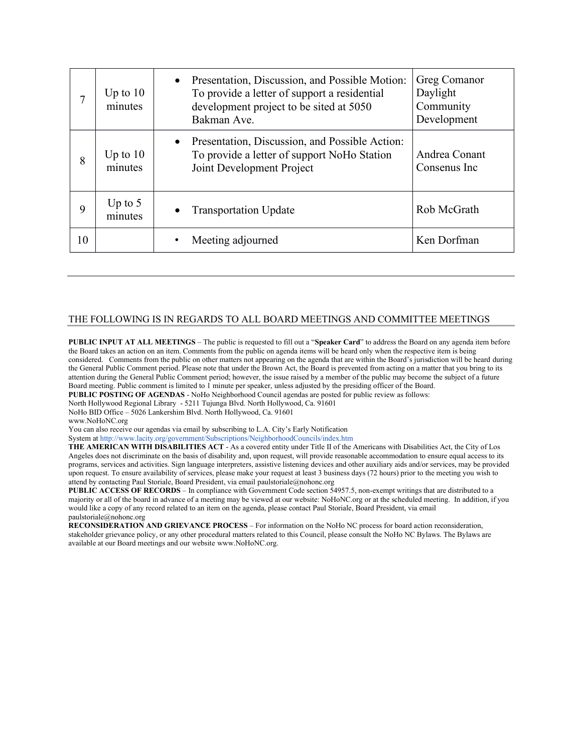| | | | |
|---|---|---|---|
| 7 | Up to 10 minutes | • Presentation, Discussion, and Possible Motion: To provide a letter of support a residential development project to be sited at 5050 Bakman Ave. | Greg Comanor Daylight Community Development |
| 8 | Up to 10 minutes | • Presentation, Discussion, and Possible Action: To provide a letter of support NoHo Station Joint Development Project | Andrea Conant Consenus Inc |
| 9 | Up to 5 minutes | • Transportation Update | Rob McGrath |
| 10 | | • Meeting adjourned | Ken Dorfman |

---

THE FOLLOWING IS IN REGARDS TO ALL BOARD MEETINGS AND COMMITTEE MEETINGS

**PUBLIC INPUT AT ALL MEETINGS** – The public is requested to fill out a "**Speaker Card**" to address the Board on any agenda item before the Board takes an action on an item. Comments from the public on agenda items will be heard only when the respective item is being considered. Comments from the public on other matters not appearing on the agenda that are within the Board's jurisdiction will be heard during the General Public Comment period. Please note that under the Brown Act, the Board is prevented from acting on a matter that you bring to its attention during the General Public Comment period; however, the issue raised by a member of the public may become the subject of a future Board meeting. Public comment is limited to 1 minute per speaker, unless adjusted by the presiding officer of the Board.

**PUBLIC POSTING OF AGENDAS** - NoHo Neighborhood Council agendas are posted for public review as follows:
North Hollywood Regional Library - 5211 Tujunga Blvd. North Hollywood, Ca. 91601
NoHo BID Office – 5026 Lankershim Blvd. North Hollywood, Ca. 91601
www.NoHoNC.org
You can also receive our agendas via email by subscribing to L.A. City's Early Notification System at http://www.lacity.org/government/Subscriptions/NeighborhoodCouncils/index.htm

**THE AMERICAN WITH DISABILITIES ACT** - As a covered entity under Title II of the Americans with Disabilities Act, the City of Los Angeles does not discriminate on the basis of disability and, upon request, will provide reasonable accommodation to ensure equal access to its programs, services and activities. Sign language interpreters, assistive listening devices and other auxiliary aids and/or services, may be provided upon request. To ensure availability of services, please make your request at least 3 business days (72 hours) prior to the meeting you wish to attend by contacting Paul Storiale, Board President, via email paulstoriale@nohonc.org

**PUBLIC ACCESS OF RECORDS** – In compliance with Government Code section 54957.5, non-exempt writings that are distributed to a majority or all of the board in advance of a meeting may be viewed at our website: NoHoNC.org or at the scheduled meeting. In addition, if you would like a copy of any record related to an item on the agenda, please contact Paul Storiale, Board President, via email paulstoriale@nohonc.org

**RECONSIDERATION AND GRIEVANCE PROCESS** – For information on the NoHo NC process for board action reconsideration, stakeholder grievance policy, or any other procedural matters related to this Council, please consult the NoHo NC Bylaws. The Bylaws are available at our Board meetings and our website www.NoHoNC.org.